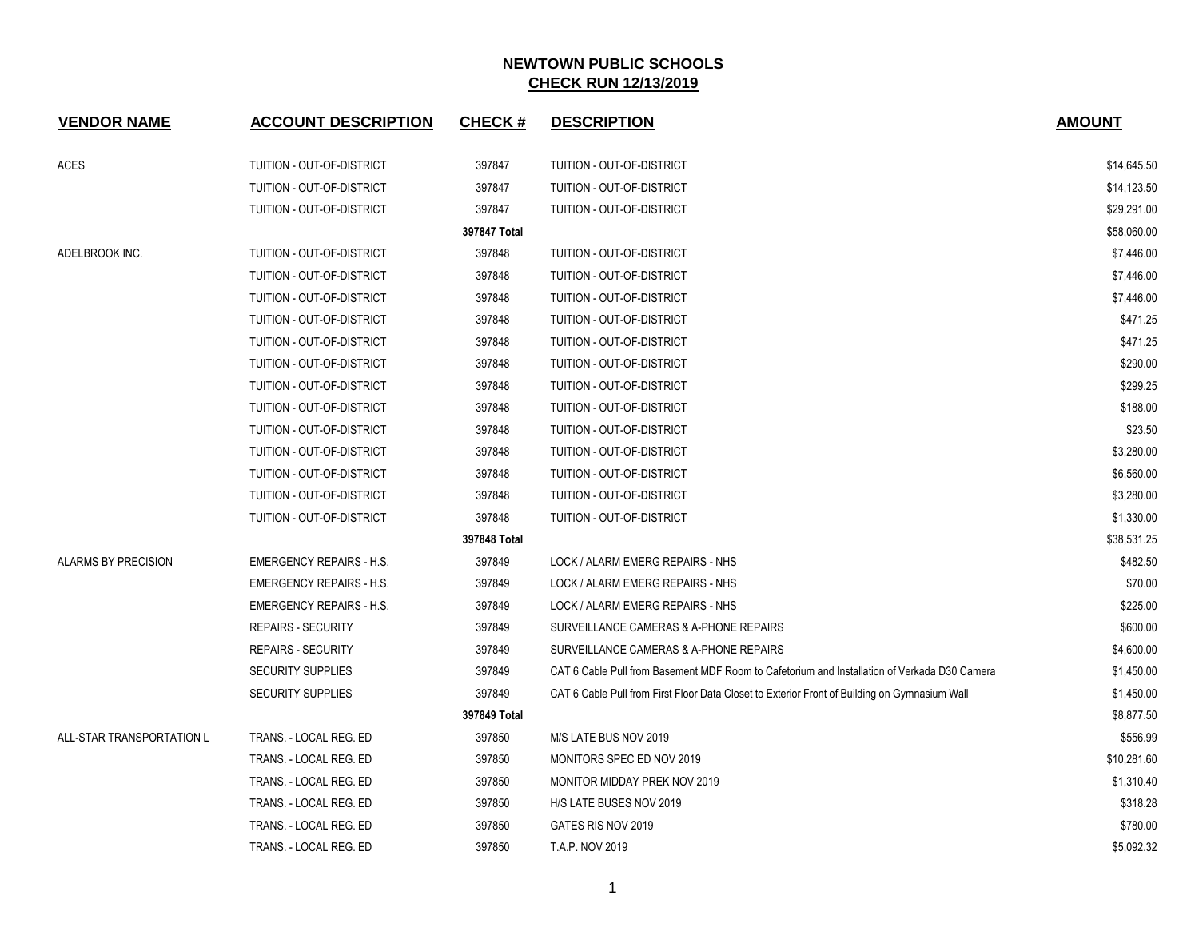# NEWTOWN PUBLIC SCHOOLS
## CHECK RUN 12/13/2019

| VENDOR NAME | ACCOUNT DESCRIPTION | CHECK # | DESCRIPTION | AMOUNT |
|---|---|---|---|---|
| ACES | TUITION - OUT-OF-DISTRICT | 397847 | TUITION - OUT-OF-DISTRICT | $14,645.50 |
| | TUITION - OUT-OF-DISTRICT | 397847 | TUITION - OUT-OF-DISTRICT | $14,123.50 |
| | TUITION - OUT-OF-DISTRICT | 397847 | TUITION - OUT-OF-DISTRICT | $29,291.00 |
| | | 397847 Total | | $58,060.00 |
| ADELBROOK INC. | TUITION - OUT-OF-DISTRICT | 397848 | TUITION - OUT-OF-DISTRICT | $7,446.00 |
| | TUITION - OUT-OF-DISTRICT | 397848 | TUITION - OUT-OF-DISTRICT | $7,446.00 |
| | TUITION - OUT-OF-DISTRICT | 397848 | TUITION - OUT-OF-DISTRICT | $7,446.00 |
| | TUITION - OUT-OF-DISTRICT | 397848 | TUITION - OUT-OF-DISTRICT | $471.25 |
| | TUITION - OUT-OF-DISTRICT | 397848 | TUITION - OUT-OF-DISTRICT | $471.25 |
| | TUITION - OUT-OF-DISTRICT | 397848 | TUITION - OUT-OF-DISTRICT | $290.00 |
| | TUITION - OUT-OF-DISTRICT | 397848 | TUITION - OUT-OF-DISTRICT | $299.25 |
| | TUITION - OUT-OF-DISTRICT | 397848 | TUITION - OUT-OF-DISTRICT | $188.00 |
| | TUITION - OUT-OF-DISTRICT | 397848 | TUITION - OUT-OF-DISTRICT | $23.50 |
| | TUITION - OUT-OF-DISTRICT | 397848 | TUITION - OUT-OF-DISTRICT | $3,280.00 |
| | TUITION - OUT-OF-DISTRICT | 397848 | TUITION - OUT-OF-DISTRICT | $6,560.00 |
| | TUITION - OUT-OF-DISTRICT | 397848 | TUITION - OUT-OF-DISTRICT | $3,280.00 |
| | TUITION - OUT-OF-DISTRICT | 397848 | TUITION - OUT-OF-DISTRICT | $1,330.00 |
| | | 397848 Total | | $38,531.25 |
| ALARMS BY PRECISION | EMERGENCY REPAIRS - H.S. | 397849 | LOCK / ALARM EMERG REPAIRS - NHS | $482.50 |
| | EMERGENCY REPAIRS - H.S. | 397849 | LOCK / ALARM EMERG REPAIRS - NHS | $70.00 |
| | EMERGENCY REPAIRS - H.S. | 397849 | LOCK / ALARM EMERG REPAIRS - NHS | $225.00 |
| | REPAIRS - SECURITY | 397849 | SURVEILLANCE CAMERAS & A-PHONE REPAIRS | $600.00 |
| | REPAIRS - SECURITY | 397849 | SURVEILLANCE CAMERAS & A-PHONE REPAIRS | $4,600.00 |
| | SECURITY SUPPLIES | 397849 | CAT 6 Cable Pull from Basement MDF Room to Cafetorium and Installation of Verkada D30 Camera | $1,450.00 |
| | SECURITY SUPPLIES | 397849 | CAT 6 Cable Pull from First Floor Data Closet to Exterior Front of Building on Gymnasium Wall | $1,450.00 |
| | | 397849 Total | | $8,877.50 |
| ALL-STAR TRANSPORTATION L | TRANS. - LOCAL REG. ED | 397850 | M/S LATE BUS NOV 2019 | $556.99 |
| | TRANS. - LOCAL REG. ED | 397850 | MONITORS SPEC ED NOV 2019 | $10,281.60 |
| | TRANS. - LOCAL REG. ED | 397850 | MONITOR MIDDAY PREK NOV 2019 | $1,310.40 |
| | TRANS. - LOCAL REG. ED | 397850 | H/S LATE BUSES NOV 2019 | $318.28 |
| | TRANS. - LOCAL REG. ED | 397850 | GATES RIS NOV 2019 | $780.00 |
| | TRANS. - LOCAL REG. ED | 397850 | T.A.P. NOV 2019 | $5,092.32 |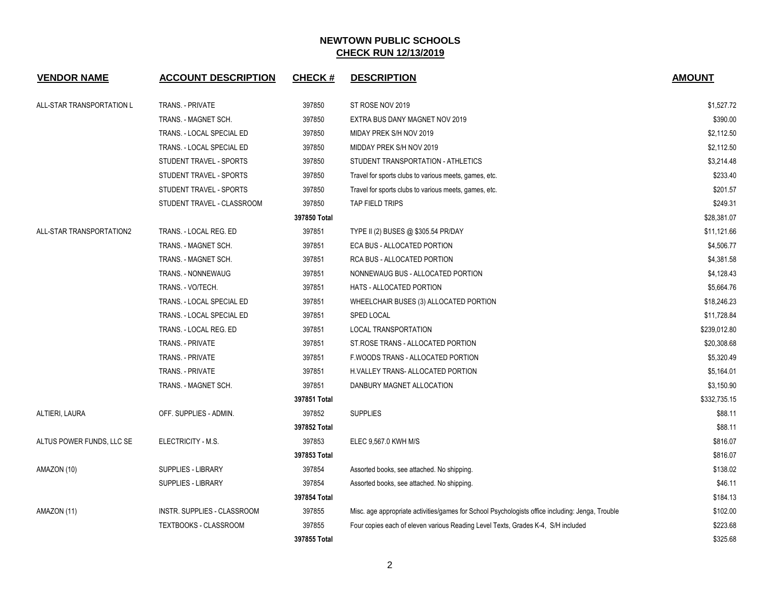# NEWTOWN PUBLIC SCHOOLS
## CHECK RUN 12/13/2019

| VENDOR NAME | ACCOUNT DESCRIPTION | CHECK # | DESCRIPTION | AMOUNT |
|---|---|---|---|---|
| ALL-STAR TRANSPORTATION L | TRANS. - PRIVATE | 397850 | ST ROSE NOV 2019 | $1,527.72 |
| | TRANS. - MAGNET SCH. | 397850 | EXTRA BUS DANY MAGNET NOV 2019 | $390.00 |
| | TRANS. - LOCAL SPECIAL ED | 397850 | MIDAY PREK S/H NOV 2019 | $2,112.50 |
| | TRANS. - LOCAL SPECIAL ED | 397850 | MIDDAY PREK S/H NOV 2019 | $2,112.50 |
| | STUDENT TRAVEL - SPORTS | 397850 | STUDENT TRANSPORTATION - ATHLETICS | $3,214.48 |
| | STUDENT TRAVEL - SPORTS | 397850 | Travel for sports clubs to various meets, games, etc. | $233.40 |
| | STUDENT TRAVEL - SPORTS | 397850 | Travel for sports clubs to various meets, games, etc. | $201.57 |
| | STUDENT TRAVEL - CLASSROOM | 397850 | TAP FIELD TRIPS | $249.31 |
| | | **397850 Total** | | $28,381.07 |
| ALL-STAR TRANSPORTATION2 | TRANS. - LOCAL REG. ED | 397851 | TYPE II (2) BUSES @ $305.54 PR/DAY | $11,121.66 |
| | TRANS. - MAGNET SCH. | 397851 | ECA BUS - ALLOCATED PORTION | $4,506.77 |
| | TRANS. - MAGNET SCH. | 397851 | RCA BUS - ALLOCATED PORTION | $4,381.58 |
| | TRANS. - NONNEWAUG | 397851 | NONNEWAUG BUS - ALLOCATED PORTION | $4,128.43 |
| | TRANS. - VO/TECH. | 397851 | HATS - ALLOCATED PORTION | $5,664.76 |
| | TRANS. - LOCAL SPECIAL ED | 397851 | WHEELCHAIR BUSES (3) ALLOCATED PORTION | $18,246.23 |
| | TRANS. - LOCAL SPECIAL ED | 397851 | SPED LOCAL | $11,728.84 |
| | TRANS. - LOCAL REG. ED | 397851 | LOCAL TRANSPORTATION | $239,012.80 |
| | TRANS. - PRIVATE | 397851 | ST.ROSE TRANS - ALLOCATED PORTION | $20,308.68 |
| | TRANS. - PRIVATE | 397851 | F.WOODS TRANS - ALLOCATED PORTION | $5,320.49 |
| | TRANS. - PRIVATE | 397851 | H.VALLEY TRANS- ALLOCATED PORTION | $5,164.01 |
| | TRANS. - MAGNET SCH. | 397851 | DANBURY MAGNET ALLOCATION | $3,150.90 |
| | | **397851 Total** | | $332,735.15 |
| ALTIERI, LAURA | OFF. SUPPLIES - ADMIN. | 397852 | SUPPLIES | $88.11 |
| | | **397852 Total** | | $88.11 |
| ALTUS POWER FUNDS, LLC SE | ELECTRICITY - M.S. | 397853 | ELEC 9,567.0 KWH M/S | $816.07 |
| | | **397853 Total** | | $816.07 |
| AMAZON (10) | SUPPLIES - LIBRARY | 397854 | Assorted books, see attached. No shipping. | $138.02 |
| | SUPPLIES - LIBRARY | 397854 | Assorted books, see attached. No shipping. | $46.11 |
| | | **397854 Total** | | $184.13 |
| AMAZON (11) | INSTR. SUPPLIES - CLASSROOM | 397855 | Misc. age appropriate activities/games for School Psychologists office including: Jenga, Trouble | $102.00 |
| | TEXTBOOKS - CLASSROOM | 397855 | Four copies each of eleven various Reading Level Texts, Grades K-4, S/H included | $223.68 |
| | | **397855 Total** | | $325.68 |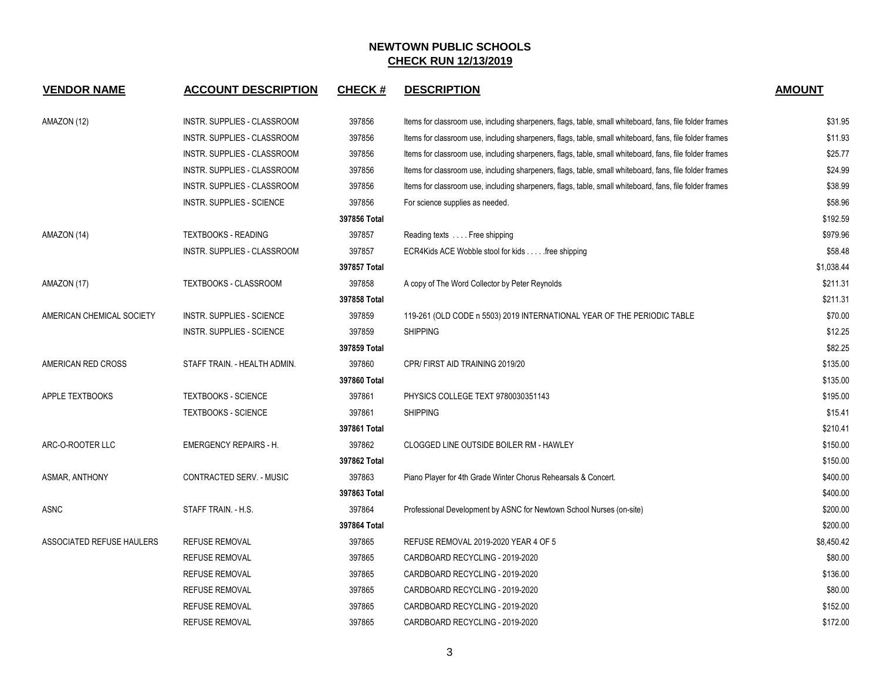# NEWTOWN PUBLIC SCHOOLS

## CHECK RUN 12/13/2019

| VENDOR NAME | ACCOUNT DESCRIPTION | CHECK # | DESCRIPTION | AMOUNT |
|---|---|---|---|---|
| AMAZON (12) | INSTR. SUPPLIES - CLASSROOM | 397856 | Items for classroom use, including sharpeners, flags, table, small whiteboard, fans, file folder frames | $31.95 |
| | INSTR. SUPPLIES - CLASSROOM | 397856 | Items for classroom use, including sharpeners, flags, table, small whiteboard, fans, file folder frames | $11.93 |
| | INSTR. SUPPLIES - CLASSROOM | 397856 | Items for classroom use, including sharpeners, flags, table, small whiteboard, fans, file folder frames | $25.77 |
| | INSTR. SUPPLIES - CLASSROOM | 397856 | Items for classroom use, including sharpeners, flags, table, small whiteboard, fans, file folder frames | $24.99 |
| | INSTR. SUPPLIES - CLASSROOM | 397856 | Items for classroom use, including sharpeners, flags, table, small whiteboard, fans, file folder frames | $38.99 |
| | INSTR. SUPPLIES - SCIENCE | 397856 | For science supplies as needed. | $58.96 |
| | | 397856 Total | | $192.59 |
| AMAZON (14) | TEXTBOOKS - READING | 397857 | Reading texts . . . . Free shipping | $979.96 |
| | INSTR. SUPPLIES - CLASSROOM | 397857 | ECR4Kids ACE Wobble stool for kids . . . . .free shipping | $58.48 |
| | | 397857 Total | | $1,038.44 |
| AMAZON (17) | TEXTBOOKS - CLASSROOM | 397858 | A copy of The Word Collector by Peter Reynolds | $211.31 |
| | | 397858 Total | | $211.31 |
| AMERICAN CHEMICAL SOCIETY | INSTR. SUPPLIES - SCIENCE | 397859 | 119-261 (OLD CODE n 5503) 2019 INTERNATIONAL YEAR OF THE PERIODIC TABLE | $70.00 |
| | INSTR. SUPPLIES - SCIENCE | 397859 | SHIPPING | $12.25 |
| | | 397859 Total | | $82.25 |
| AMERICAN RED CROSS | STAFF TRAIN. - HEALTH ADMIN. | 397860 | CPR/ FIRST AID TRAINING 2019/20 | $135.00 |
| | | 397860 Total | | $135.00 |
| APPLE TEXTBOOKS | TEXTBOOKS - SCIENCE | 397861 | PHYSICS COLLEGE TEXT 9780030351143 | $195.00 |
| | TEXTBOOKS - SCIENCE | 397861 | SHIPPING | $15.41 |
| | | 397861 Total | | $210.41 |
| ARC-O-ROOTER LLC | EMERGENCY REPAIRS - H. | 397862 | CLOGGED LINE OUTSIDE BOILER RM - HAWLEY | $150.00 |
| | | 397862 Total | | $150.00 |
| ASMAR, ANTHONY | CONTRACTED SERV. - MUSIC | 397863 | Piano Player for 4th Grade Winter Chorus Rehearsals & Concert. | $400.00 |
| | | 397863 Total | | $400.00 |
| ASNC | STAFF TRAIN. - H.S. | 397864 | Professional Development by ASNC for Newtown School Nurses (on-site) | $200.00 |
| | | 397864 Total | | $200.00 |
| ASSOCIATED REFUSE HAULERS | REFUSE REMOVAL | 397865 | REFUSE REMOVAL 2019-2020 YEAR 4 OF 5 | $8,450.42 |
| | REFUSE REMOVAL | 397865 | CARDBOARD RECYCLING - 2019-2020 | $80.00 |
| | REFUSE REMOVAL | 397865 | CARDBOARD RECYCLING - 2019-2020 | $136.00 |
| | REFUSE REMOVAL | 397865 | CARDBOARD RECYCLING - 2019-2020 | $80.00 |
| | REFUSE REMOVAL | 397865 | CARDBOARD RECYCLING - 2019-2020 | $152.00 |
| | REFUSE REMOVAL | 397865 | CARDBOARD RECYCLING - 2019-2020 | $172.00 |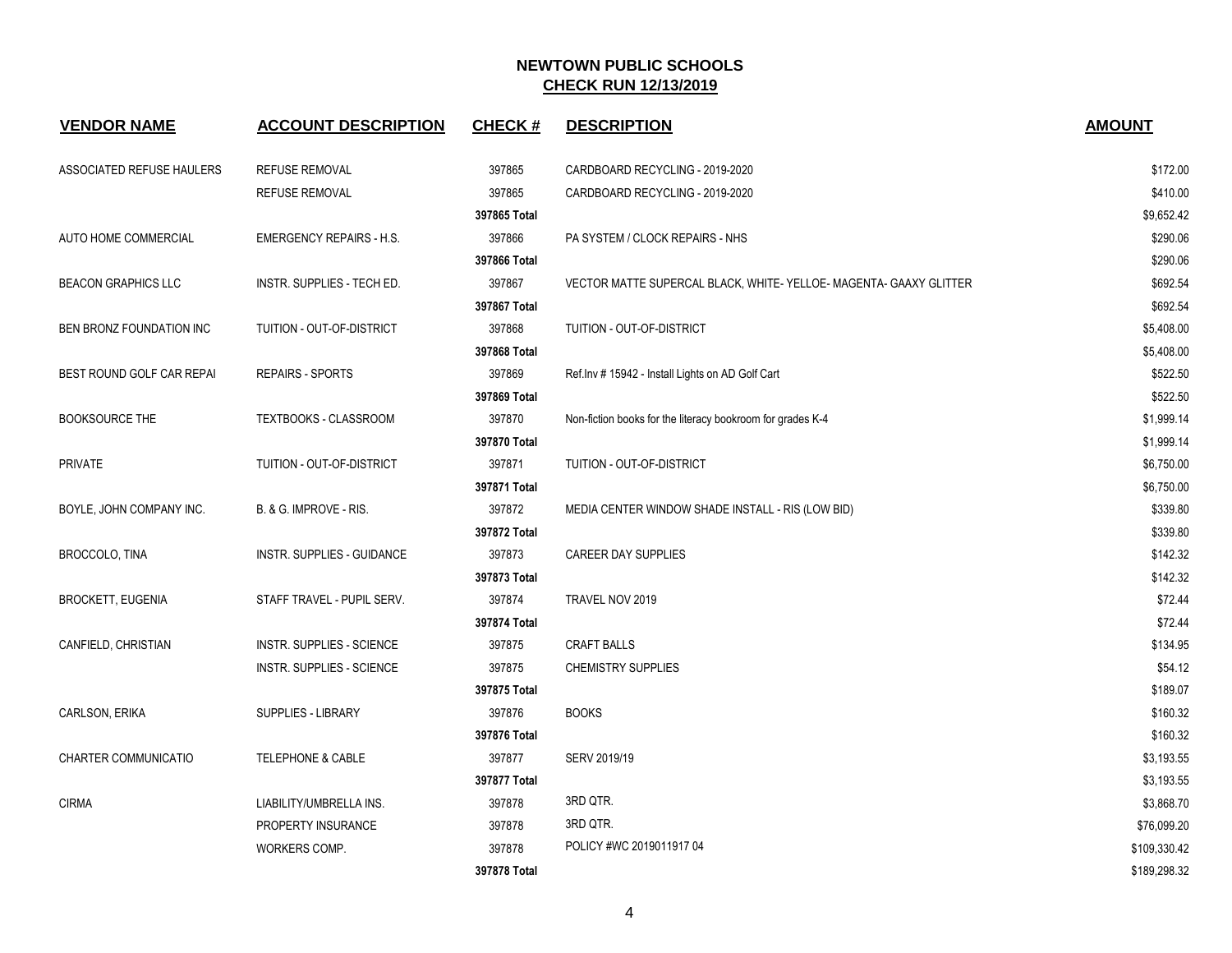# NEWTOWN PUBLIC SCHOOLS
## CHECK RUN 12/13/2019

| VENDOR NAME | ACCOUNT DESCRIPTION | CHECK # | DESCRIPTION | AMOUNT |
|---|---|---|---|---|
| ASSOCIATED REFUSE HAULERS | REFUSE REMOVAL | 397865 | CARDBOARD RECYCLING - 2019-2020 | $172.00 |
| | REFUSE REMOVAL | 397865 | CARDBOARD RECYCLING - 2019-2020 | $410.00 |
| | | 397865 Total | | $9,652.42 |
| AUTO HOME COMMERCIAL | EMERGENCY REPAIRS - H.S. | 397866 | PA SYSTEM / CLOCK REPAIRS - NHS | $290.06 |
| | | 397866 Total | | $290.06 |
| BEACON GRAPHICS LLC | INSTR. SUPPLIES - TECH ED. | 397867 | VECTOR MATTE SUPERCAL BLACK, WHITE- YELLOE- MAGENTA- GAAXY GLITTER | $692.54 |
| | | 397867 Total | | $692.54 |
| BEN BRONZ FOUNDATION INC | TUITION - OUT-OF-DISTRICT | 397868 | TUITION - OUT-OF-DISTRICT | $5,408.00 |
| | | 397868 Total | | $5,408.00 |
| BEST ROUND GOLF CAR REPAI | REPAIRS - SPORTS | 397869 | Ref.Inv # 15942 - Install Lights on AD Golf Cart | $522.50 |
| | | 397869 Total | | $522.50 |
| BOOKSOURCE THE | TEXTBOOKS - CLASSROOM | 397870 | Non-fiction books for the literacy bookroom for grades K-4 | $1,999.14 |
| | | 397870 Total | | $1,999.14 |
| PRIVATE | TUITION - OUT-OF-DISTRICT | 397871 | TUITION - OUT-OF-DISTRICT | $6,750.00 |
| | | 397871 Total | | $6,750.00 |
| BOYLE, JOHN COMPANY INC. | B. & G. IMPROVE - RIS. | 397872 | MEDIA CENTER WINDOW SHADE INSTALL - RIS (LOW BID) | $339.80 |
| | | 397872 Total | | $339.80 |
| BROCCOLO, TINA | INSTR. SUPPLIES - GUIDANCE | 397873 | CAREER DAY SUPPLIES | $142.32 |
| | | 397873 Total | | $142.32 |
| BROCKETT, EUGENIA | STAFF TRAVEL - PUPIL SERV. | 397874 | TRAVEL NOV 2019 | $72.44 |
| | | 397874 Total | | $72.44 |
| CANFIELD, CHRISTIAN | INSTR. SUPPLIES - SCIENCE | 397875 | CRAFT BALLS | $134.95 |
| | INSTR. SUPPLIES - SCIENCE | 397875 | CHEMISTRY SUPPLIES | $54.12 |
| | | 397875 Total | | $189.07 |
| CARLSON, ERIKA | SUPPLIES - LIBRARY | 397876 | BOOKS | $160.32 |
| | | 397876 Total | | $160.32 |
| CHARTER COMMUNICATIO | TELEPHONE & CABLE | 397877 | SERV 2019/19 | $3,193.55 |
| | | 397877 Total | | $3,193.55 |
| CIRMA | LIABILITY/UMBRELLA INS. | 397878 | 3RD QTR. | $3,868.70 |
| | PROPERTY INSURANCE | 397878 | 3RD QTR. | $76,099.20 |
| | WORKERS COMP. | 397878 | POLICY #WC 2019011917 04 | $109,330.42 |
| | | 397878 Total | | $189,298.32 |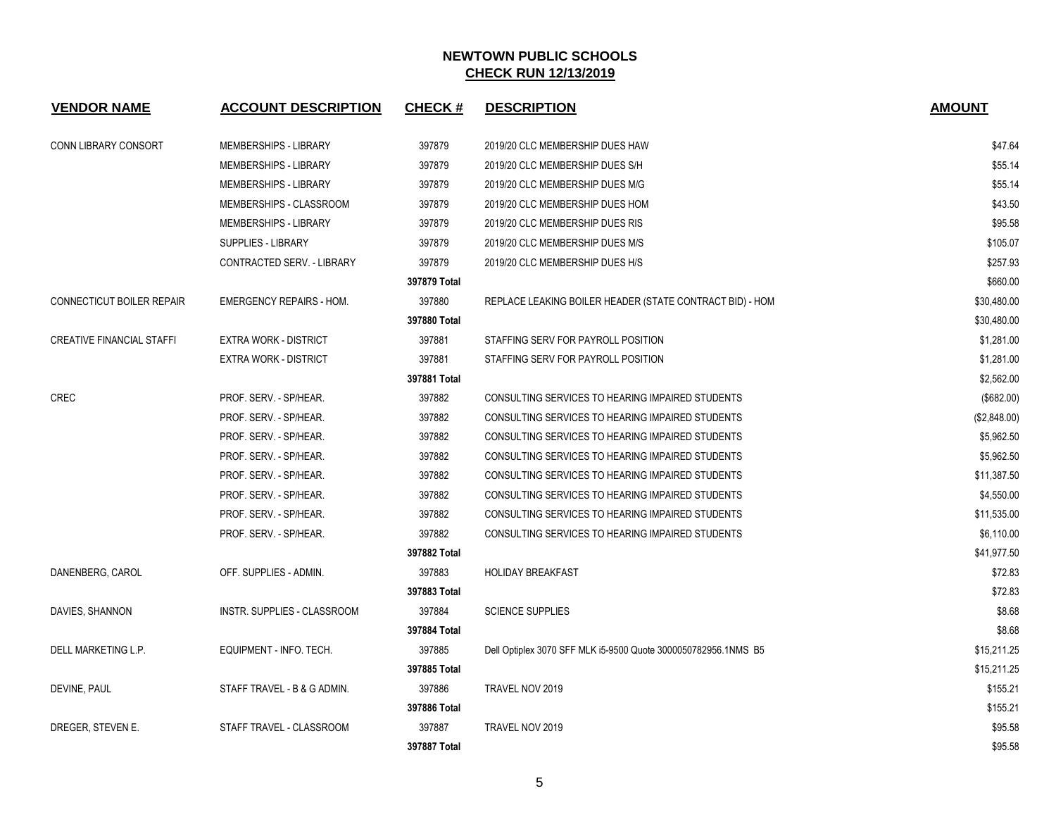# NEWTOWN PUBLIC SCHOOLS
## CHECK RUN 12/13/2019

| VENDOR NAME | ACCOUNT DESCRIPTION | CHECK # | DESCRIPTION | AMOUNT |
|---|---|---|---|---|
| CONN LIBRARY CONSORT | MEMBERSHIPS - LIBRARY | 397879 | 2019/20 CLC MEMBERSHIP DUES HAW | $47.64 |
| | MEMBERSHIPS - LIBRARY | 397879 | 2019/20 CLC MEMBERSHIP DUES S/H | $55.14 |
| | MEMBERSHIPS - LIBRARY | 397879 | 2019/20 CLC MEMBERSHIP DUES M/G | $55.14 |
| | MEMBERSHIPS - CLASSROOM | 397879 | 2019/20 CLC MEMBERSHIP DUES HOM | $43.50 |
| | MEMBERSHIPS - LIBRARY | 397879 | 2019/20 CLC MEMBERSHIP DUES RIS | $95.58 |
| | SUPPLIES - LIBRARY | 397879 | 2019/20 CLC MEMBERSHIP DUES M/S | $105.07 |
| | CONTRACTED SERV. - LIBRARY | 397879 | 2019/20 CLC MEMBERSHIP DUES H/S | $257.93 |
| | | **397879 Total** | | $660.00 |
| CONNECTICUT BOILER REPAIR | EMERGENCY REPAIRS - HOM. | 397880 | REPLACE LEAKING BOILER HEADER (STATE CONTRACT BID) - HOM | $30,480.00 |
| | | **397880 Total** | | $30,480.00 |
| CREATIVE FINANCIAL STAFFI | EXTRA WORK - DISTRICT | 397881 | STAFFING SERV FOR PAYROLL POSITION | $1,281.00 |
| | EXTRA WORK - DISTRICT | 397881 | STAFFING SERV FOR PAYROLL POSITION | $1,281.00 |
| | | **397881 Total** | | $2,562.00 |
| CREC | PROF. SERV. - SP/HEAR. | 397882 | CONSULTING SERVICES TO HEARING IMPAIRED STUDENTS | ($682.00) |
| | PROF. SERV. - SP/HEAR. | 397882 | CONSULTING SERVICES TO HEARING IMPAIRED STUDENTS | ($2,848.00) |
| | PROF. SERV. - SP/HEAR. | 397882 | CONSULTING SERVICES TO HEARING IMPAIRED STUDENTS | $5,962.50 |
| | PROF. SERV. - SP/HEAR. | 397882 | CONSULTING SERVICES TO HEARING IMPAIRED STUDENTS | $5,962.50 |
| | PROF. SERV. - SP/HEAR. | 397882 | CONSULTING SERVICES TO HEARING IMPAIRED STUDENTS | $11,387.50 |
| | PROF. SERV. - SP/HEAR. | 397882 | CONSULTING SERVICES TO HEARING IMPAIRED STUDENTS | $4,550.00 |
| | PROF. SERV. - SP/HEAR. | 397882 | CONSULTING SERVICES TO HEARING IMPAIRED STUDENTS | $11,535.00 |
| | PROF. SERV. - SP/HEAR. | 397882 | CONSULTING SERVICES TO HEARING IMPAIRED STUDENTS | $6,110.00 |
| | | **397882 Total** | | $41,977.50 |
| DANENBERG, CAROL | OFF. SUPPLIES - ADMIN. | 397883 | HOLIDAY BREAKFAST | $72.83 |
| | | **397883 Total** | | $72.83 |
| DAVIES, SHANNON | INSTR. SUPPLIES - CLASSROOM | 397884 | SCIENCE SUPPLIES | $8.68 |
| | | **397884 Total** | | $8.68 |
| DELL MARKETING L.P. | EQUIPMENT - INFO. TECH. | 397885 | Dell Optiplex 3070 SFF MLK i5-9500 Quote 3000050782956.1NMS B5 | $15,211.25 |
| | | **397885 Total** | | $15,211.25 |
| DEVINE, PAUL | STAFF TRAVEL - B & G ADMIN. | 397886 | TRAVEL NOV 2019 | $155.21 |
| | | **397886 Total** | | $155.21 |
| DREGER, STEVEN E. | STAFF TRAVEL - CLASSROOM | 397887 | TRAVEL NOV 2019 | $95.58 |
| | | **397887 Total** | | $95.58 |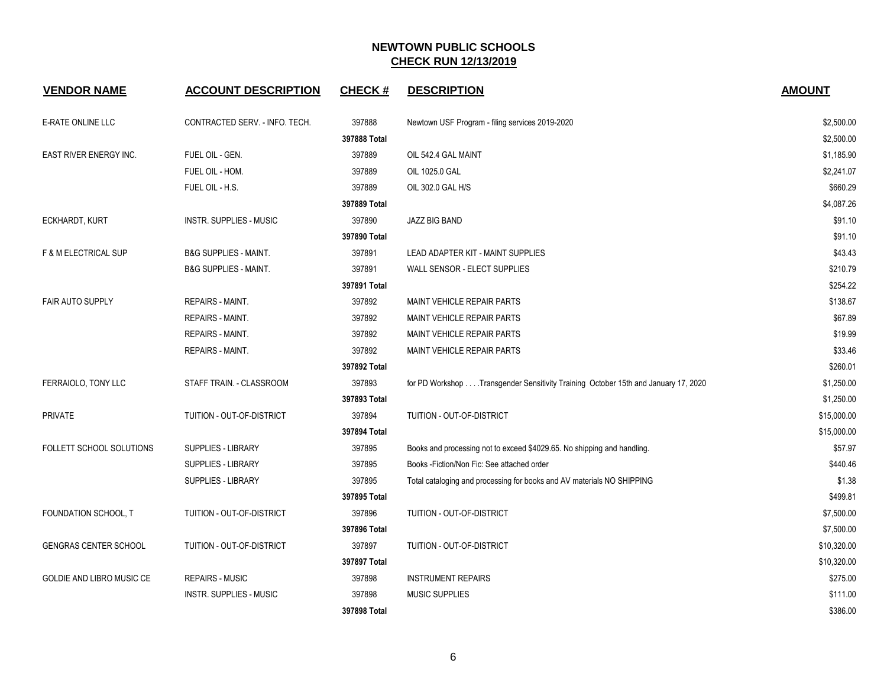# NEWTOWN PUBLIC SCHOOLS

## CHECK RUN 12/13/2019

| VENDOR NAME | ACCOUNT DESCRIPTION | CHECK # | DESCRIPTION | AMOUNT |
|---|---|---|---|---|
| E-RATE ONLINE LLC | CONTRACTED SERV. - INFO. TECH. | 397888 | Newtown USF Program - filing services 2019-2020 | $2,500.00 |
| | | **397888 Total** | | $2,500.00 |
| EAST RIVER ENERGY INC. | FUEL OIL - GEN. | 397889 | OIL 542.4 GAL MAINT | $1,185.90 |
| | FUEL OIL - HOM. | 397889 | OIL 1025.0 GAL | $2,241.07 |
| | FUEL OIL - H.S. | 397889 | OIL 302.0 GAL H/S | $660.29 |
| | | **397889 Total** | | $4,087.26 |
| ECKHARDT, KURT | INSTR. SUPPLIES - MUSIC | 397890 | JAZZ BIG BAND | $91.10 |
| | | **397890 Total** | | $91.10 |
| F & M ELECTRICAL SUP | B&G SUPPLIES - MAINT. | 397891 | LEAD ADAPTER KIT - MAINT SUPPLIES | $43.43 |
| | B&G SUPPLIES - MAINT. | 397891 | WALL SENSOR - ELECT SUPPLIES | $210.79 |
| | | **397891 Total** | | $254.22 |
| FAIR AUTO SUPPLY | REPAIRS - MAINT. | 397892 | MAINT VEHICLE REPAIR PARTS | $138.67 |
| | REPAIRS - MAINT. | 397892 | MAINT VEHICLE REPAIR PARTS | $67.89 |
| | REPAIRS - MAINT. | 397892 | MAINT VEHICLE REPAIR PARTS | $19.99 |
| | REPAIRS - MAINT. | 397892 | MAINT VEHICLE REPAIR PARTS | $33.46 |
| | | **397892 Total** | | $260.01 |
| FERRAIOLO, TONY LLC | STAFF TRAIN. - CLASSROOM | 397893 | for PD Workshop . . . .Transgender Sensitivity Training October 15th and January 17, 2020 | $1,250.00 |
| | | **397893 Total** | | $1,250.00 |
| PRIVATE | TUITION - OUT-OF-DISTRICT | 397894 | TUITION - OUT-OF-DISTRICT | $15,000.00 |
| | | **397894 Total** | | $15,000.00 |
| FOLLETT SCHOOL SOLUTIONS | SUPPLIES - LIBRARY | 397895 | Books and processing not to exceed $4029.65. No shipping and handling. | $57.97 |
| | SUPPLIES - LIBRARY | 397895 | Books -Fiction/Non Fic: See attached order | $440.46 |
| | SUPPLIES - LIBRARY | 397895 | Total cataloging and processing for books and AV materials NO SHIPPING | $1.38 |
| | | **397895 Total** | | $499.81 |
| FOUNDATION SCHOOL, T | TUITION - OUT-OF-DISTRICT | 397896 | TUITION - OUT-OF-DISTRICT | $7,500.00 |
| | | **397896 Total** | | $7,500.00 |
| GENGRAS CENTER SCHOOL | TUITION - OUT-OF-DISTRICT | 397897 | TUITION - OUT-OF-DISTRICT | $10,320.00 |
| | | **397897 Total** | | $10,320.00 |
| GOLDIE AND LIBRO MUSIC CE | REPAIRS - MUSIC | 397898 | INSTRUMENT REPAIRS | $275.00 |
| | INSTR. SUPPLIES - MUSIC | 397898 | MUSIC SUPPLIES | $111.00 |
| | | **397898 Total** | | $386.00 |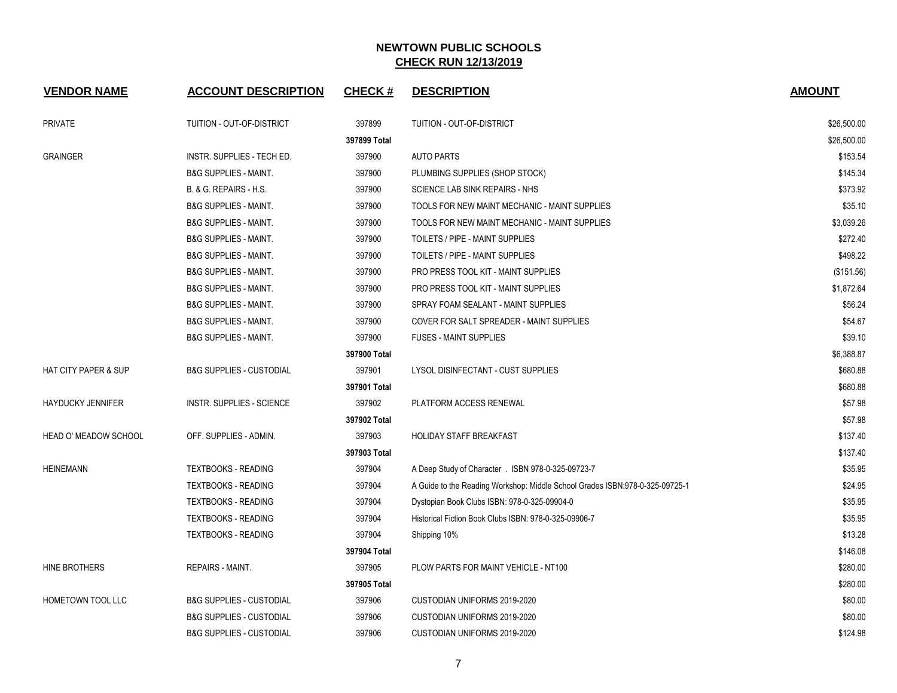# NEWTOWN PUBLIC SCHOOLS
## CHECK RUN 12/13/2019

| VENDOR NAME | ACCOUNT DESCRIPTION | CHECK # | DESCRIPTION | AMOUNT |
|---|---|---|---|---|
| PRIVATE | TUITION - OUT-OF-DISTRICT | 397899 | TUITION - OUT-OF-DISTRICT | $26,500.00 |
| | | 397899 Total | | $26,500.00 |
| GRAINGER | INSTR. SUPPLIES - TECH ED. | 397900 | AUTO PARTS | $153.54 |
| | B&G SUPPLIES - MAINT. | 397900 | PLUMBING SUPPLIES (SHOP STOCK) | $145.34 |
| | B. & G. REPAIRS - H.S. | 397900 | SCIENCE LAB SINK REPAIRS - NHS | $373.92 |
| | B&G SUPPLIES - MAINT. | 397900 | TOOLS FOR NEW MAINT MECHANIC - MAINT SUPPLIES | $35.10 |
| | B&G SUPPLIES - MAINT. | 397900 | TOOLS FOR NEW MAINT MECHANIC - MAINT SUPPLIES | $3,039.26 |
| | B&G SUPPLIES - MAINT. | 397900 | TOILETS / PIPE - MAINT SUPPLIES | $272.40 |
| | B&G SUPPLIES - MAINT. | 397900 | TOILETS / PIPE - MAINT SUPPLIES | $498.22 |
| | B&G SUPPLIES - MAINT. | 397900 | PRO PRESS TOOL KIT - MAINT SUPPLIES | ($151.56) |
| | B&G SUPPLIES - MAINT. | 397900 | PRO PRESS TOOL KIT - MAINT SUPPLIES | $1,872.64 |
| | B&G SUPPLIES - MAINT. | 397900 | SPRAY FOAM SEALANT - MAINT SUPPLIES | $56.24 |
| | B&G SUPPLIES - MAINT. | 397900 | COVER FOR SALT SPREADER - MAINT SUPPLIES | $54.67 |
| | B&G SUPPLIES - MAINT. | 397900 | FUSES - MAINT SUPPLIES | $39.10 |
| | | 397900 Total | | $6,388.87 |
| HAT CITY PAPER & SUP | B&G SUPPLIES - CUSTODIAL | 397901 | LYSOL DISINFECTANT - CUST SUPPLIES | $680.88 |
| | | 397901 Total | | $680.88 |
| HAYDUCKY JENNIFER | INSTR. SUPPLIES - SCIENCE | 397902 | PLATFORM ACCESS RENEWAL | $57.98 |
| | | 397902 Total | | $57.98 |
| HEAD O' MEADOW SCHOOL | OFF. SUPPLIES - ADMIN. | 397903 | HOLIDAY STAFF BREAKFAST | $137.40 |
| | | 397903 Total | | $137.40 |
| HEINEMANN | TEXTBOOKS - READING | 397904 | A Deep Study of Character . ISBN 978-0-325-09723-7 | $35.95 |
| | TEXTBOOKS - READING | 397904 | A Guide to the Reading Workshop: Middle School Grades ISBN:978-0-325-09725-1 | $24.95 |
| | TEXTBOOKS - READING | 397904 | Dystopian Book Clubs ISBN: 978-0-325-09904-0 | $35.95 |
| | TEXTBOOKS - READING | 397904 | Historical Fiction Book Clubs ISBN: 978-0-325-09906-7 | $35.95 |
| | TEXTBOOKS - READING | 397904 | Shipping 10% | $13.28 |
| | | 397904 Total | | $146.08 |
| HINE BROTHERS | REPAIRS - MAINT. | 397905 | PLOW PARTS FOR MAINT VEHICLE - NT100 | $280.00 |
| | | 397905 Total | | $280.00 |
| HOMETOWN TOOL LLC | B&G SUPPLIES - CUSTODIAL | 397906 | CUSTODIAN UNIFORMS 2019-2020 | $80.00 |
| | B&G SUPPLIES - CUSTODIAL | 397906 | CUSTODIAN UNIFORMS 2019-2020 | $80.00 |
| | B&G SUPPLIES - CUSTODIAL | 397906 | CUSTODIAN UNIFORMS 2019-2020 | $124.98 |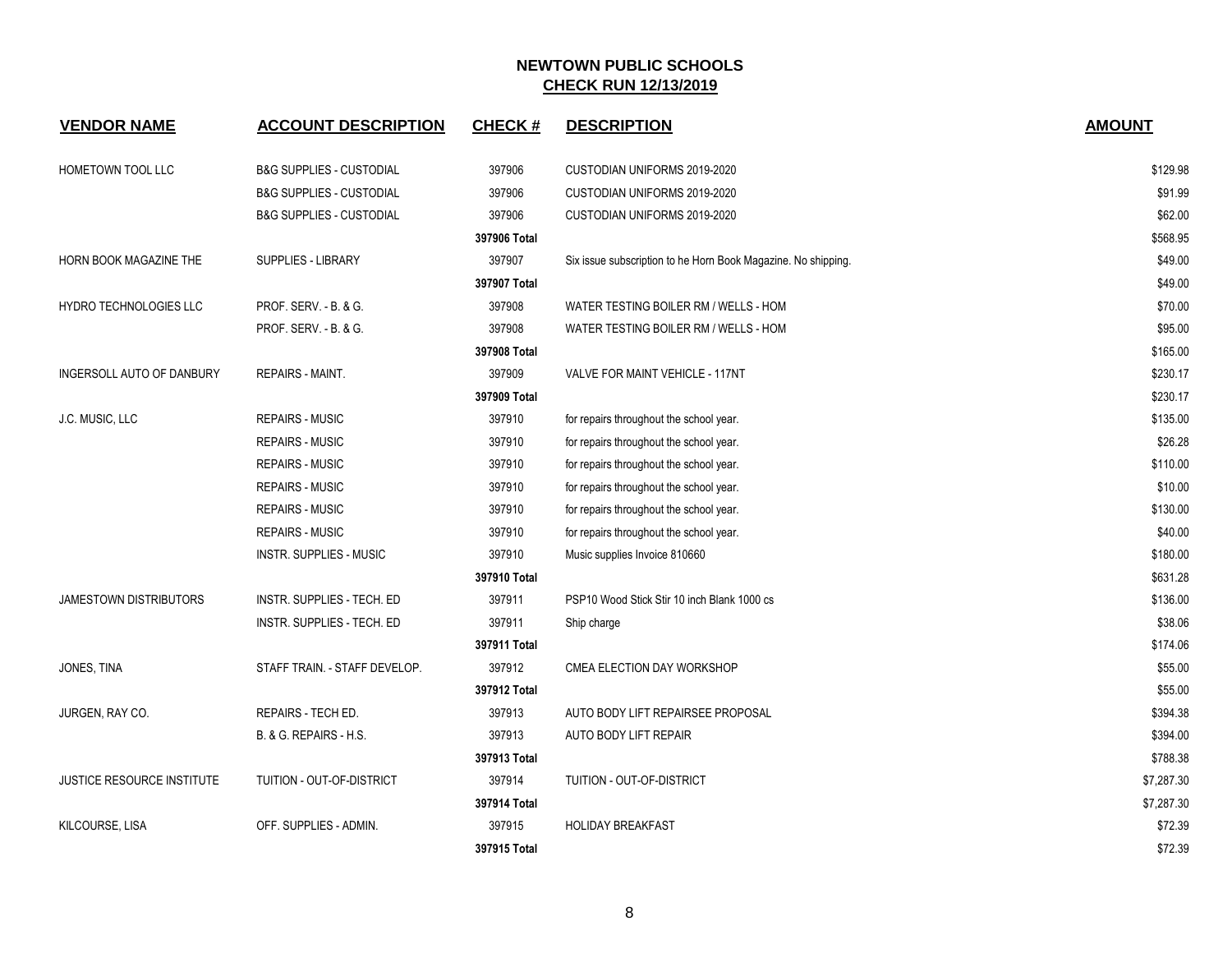# NEWTOWN PUBLIC SCHOOLS

## CHECK RUN 12/13/2019

| VENDOR NAME | ACCOUNT DESCRIPTION | CHECK # | DESCRIPTION | AMOUNT |
|---|---|---|---|---|
| HOMETOWN TOOL LLC | B&G SUPPLIES - CUSTODIAL | 397906 | CUSTODIAN UNIFORMS 2019-2020 | $129.98 |
| | B&G SUPPLIES - CUSTODIAL | 397906 | CUSTODIAN UNIFORMS 2019-2020 | $91.99 |
| | B&G SUPPLIES - CUSTODIAL | 397906 | CUSTODIAN UNIFORMS 2019-2020 | $62.00 |
| | | 397906 Total | | $568.95 |
| HORN BOOK MAGAZINE THE | SUPPLIES - LIBRARY | 397907 | Six issue subscription to he Horn Book Magazine. No shipping. | $49.00 |
| | | 397907 Total | | $49.00 |
| HYDRO TECHNOLOGIES LLC | PROF. SERV. - B. & G. | 397908 | WATER TESTING BOILER RM / WELLS - HOM | $70.00 |
| | PROF. SERV. - B. & G. | 397908 | WATER TESTING BOILER RM / WELLS - HOM | $95.00 |
| | | 397908 Total | | $165.00 |
| INGERSOLL AUTO OF DANBURY | REPAIRS - MAINT. | 397909 | VALVE FOR MAINT VEHICLE - 117NT | $230.17 |
| | | 397909 Total | | $230.17 |
| J.C. MUSIC, LLC | REPAIRS - MUSIC | 397910 | for repairs throughout the school year. | $135.00 |
| | REPAIRS - MUSIC | 397910 | for repairs throughout the school year. | $26.28 |
| | REPAIRS - MUSIC | 397910 | for repairs throughout the school year. | $110.00 |
| | REPAIRS - MUSIC | 397910 | for repairs throughout the school year. | $10.00 |
| | REPAIRS - MUSIC | 397910 | for repairs throughout the school year. | $130.00 |
| | REPAIRS - MUSIC | 397910 | for repairs throughout the school year. | $40.00 |
| | INSTR. SUPPLIES - MUSIC | 397910 | Music supplies Invoice 810660 | $180.00 |
| | | 397910 Total | | $631.28 |
| JAMESTOWN DISTRIBUTORS | INSTR. SUPPLIES - TECH. ED | 397911 | PSP10 Wood Stick Stir 10 inch Blank 1000 cs | $136.00 |
| | INSTR. SUPPLIES - TECH. ED | 397911 | Ship charge | $38.06 |
| | | 397911 Total | | $174.06 |
| JONES, TINA | STAFF TRAIN. - STAFF DEVELOP. | 397912 | CMEA ELECTION DAY WORKSHOP | $55.00 |
| | | 397912 Total | | $55.00 |
| JURGEN, RAY CO. | REPAIRS - TECH ED. | 397913 | AUTO BODY LIFT REPAIRSEE PROPOSAL | $394.38 |
| | B. & G. REPAIRS - H.S. | 397913 | AUTO BODY LIFT REPAIR | $394.00 |
| | | 397913 Total | | $788.38 |
| JUSTICE RESOURCE INSTITUTE | TUITION - OUT-OF-DISTRICT | 397914 | TUITION - OUT-OF-DISTRICT | $7,287.30 |
| | | 397914 Total | | $7,287.30 |
| KILCOURSE, LISA | OFF. SUPPLIES - ADMIN. | 397915 | HOLIDAY BREAKFAST | $72.39 |
| | | 397915 Total | | $72.39 |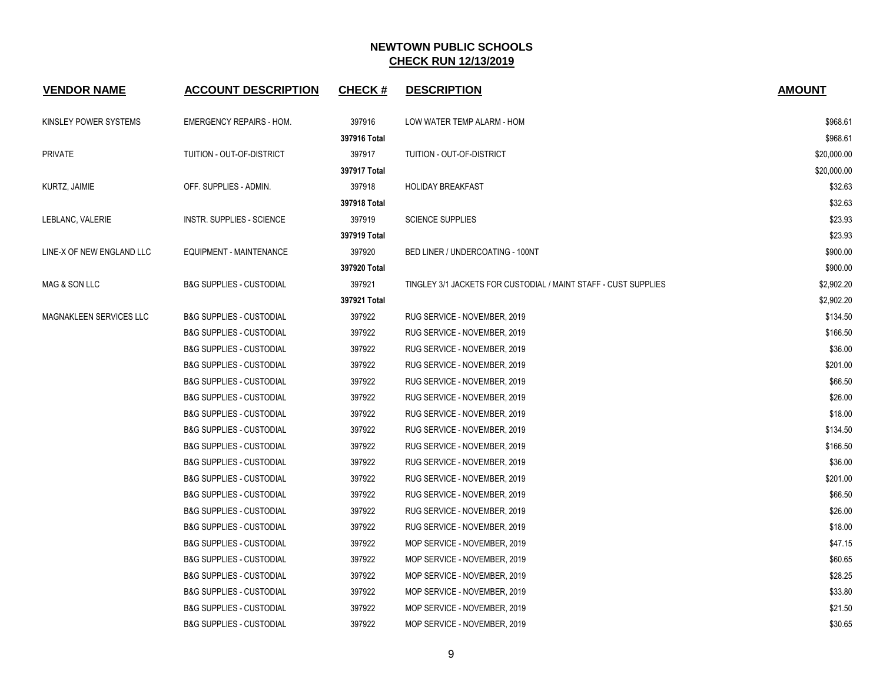# NEWTOWN PUBLIC SCHOOLS
## CHECK RUN 12/13/2019

| VENDOR NAME | ACCOUNT DESCRIPTION | CHECK # | DESCRIPTION | AMOUNT |
|---|---|---|---|---|
| KINSLEY POWER SYSTEMS | EMERGENCY REPAIRS - HOM. | 397916 | LOW WATER TEMP ALARM - HOM | $968.61 |
| | | **397916 Total** | | $968.61 |
| PRIVATE | TUITION - OUT-OF-DISTRICT | 397917 | TUITION - OUT-OF-DISTRICT | $20,000.00 |
| | | **397917 Total** | | $20,000.00 |
| KURTZ, JAIMIE | OFF. SUPPLIES - ADMIN. | 397918 | HOLIDAY BREAKFAST | $32.63 |
| | | **397918 Total** | | $32.63 |
| LEBLANC, VALERIE | INSTR. SUPPLIES - SCIENCE | 397919 | SCIENCE SUPPLIES | $23.93 |
| | | **397919 Total** | | $23.93 |
| LINE-X OF NEW ENGLAND LLC | EQUIPMENT - MAINTENANCE | 397920 | BED LINER / UNDERCOATING - 100NT | $900.00 |
| | | **397920 Total** | | $900.00 |
| MAG & SON LLC | B&G SUPPLIES - CUSTODIAL | 397921 | TINGLEY 3/1 JACKETS FOR CUSTODIAL / MAINT STAFF - CUST SUPPLIES | $2,902.20 |
| | | **397921 Total** | | $2,902.20 |
| MAGNAKLEEN SERVICES LLC | B&G SUPPLIES - CUSTODIAL | 397922 | RUG SERVICE - NOVEMBER, 2019 | $134.50 |
| | B&G SUPPLIES - CUSTODIAL | 397922 | RUG SERVICE - NOVEMBER, 2019 | $166.50 |
| | B&G SUPPLIES - CUSTODIAL | 397922 | RUG SERVICE - NOVEMBER, 2019 | $36.00 |
| | B&G SUPPLIES - CUSTODIAL | 397922 | RUG SERVICE - NOVEMBER, 2019 | $201.00 |
| | B&G SUPPLIES - CUSTODIAL | 397922 | RUG SERVICE - NOVEMBER, 2019 | $66.50 |
| | B&G SUPPLIES - CUSTODIAL | 397922 | RUG SERVICE - NOVEMBER, 2019 | $26.00 |
| | B&G SUPPLIES - CUSTODIAL | 397922 | RUG SERVICE - NOVEMBER, 2019 | $18.00 |
| | B&G SUPPLIES - CUSTODIAL | 397922 | RUG SERVICE - NOVEMBER, 2019 | $134.50 |
| | B&G SUPPLIES - CUSTODIAL | 397922 | RUG SERVICE - NOVEMBER, 2019 | $166.50 |
| | B&G SUPPLIES - CUSTODIAL | 397922 | RUG SERVICE - NOVEMBER, 2019 | $36.00 |
| | B&G SUPPLIES - CUSTODIAL | 397922 | RUG SERVICE - NOVEMBER, 2019 | $201.00 |
| | B&G SUPPLIES - CUSTODIAL | 397922 | RUG SERVICE - NOVEMBER, 2019 | $66.50 |
| | B&G SUPPLIES - CUSTODIAL | 397922 | RUG SERVICE - NOVEMBER, 2019 | $26.00 |
| | B&G SUPPLIES - CUSTODIAL | 397922 | RUG SERVICE - NOVEMBER, 2019 | $18.00 |
| | B&G SUPPLIES - CUSTODIAL | 397922 | MOP SERVICE - NOVEMBER, 2019 | $47.15 |
| | B&G SUPPLIES - CUSTODIAL | 397922 | MOP SERVICE - NOVEMBER, 2019 | $60.65 |
| | B&G SUPPLIES - CUSTODIAL | 397922 | MOP SERVICE - NOVEMBER, 2019 | $28.25 |
| | B&G SUPPLIES - CUSTODIAL | 397922 | MOP SERVICE - NOVEMBER, 2019 | $33.80 |
| | B&G SUPPLIES - CUSTODIAL | 397922 | MOP SERVICE - NOVEMBER, 2019 | $21.50 |
| | B&G SUPPLIES - CUSTODIAL | 397922 | MOP SERVICE - NOVEMBER, 2019 | $30.65 |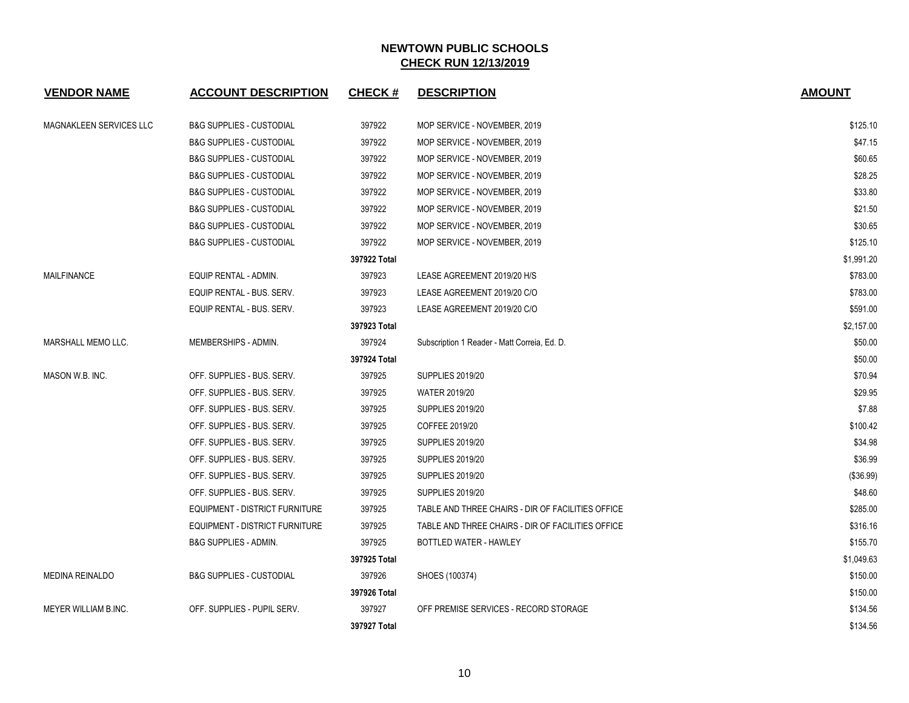# NEWTOWN PUBLIC SCHOOLS

## CHECK RUN 12/13/2019

| VENDOR NAME | ACCOUNT DESCRIPTION | CHECK # | DESCRIPTION | AMOUNT |
|---|---|---|---|---|
| MAGNAKLEEN SERVICES LLC | B&G SUPPLIES - CUSTODIAL | 397922 | MOP SERVICE - NOVEMBER, 2019 | $125.10 |
| | B&G SUPPLIES - CUSTODIAL | 397922 | MOP SERVICE - NOVEMBER, 2019 | $47.15 |
| | B&G SUPPLIES - CUSTODIAL | 397922 | MOP SERVICE - NOVEMBER, 2019 | $60.65 |
| | B&G SUPPLIES - CUSTODIAL | 397922 | MOP SERVICE - NOVEMBER, 2019 | $28.25 |
| | B&G SUPPLIES - CUSTODIAL | 397922 | MOP SERVICE - NOVEMBER, 2019 | $33.80 |
| | B&G SUPPLIES - CUSTODIAL | 397922 | MOP SERVICE - NOVEMBER, 2019 | $21.50 |
| | B&G SUPPLIES - CUSTODIAL | 397922 | MOP SERVICE - NOVEMBER, 2019 | $30.65 |
| | B&G SUPPLIES - CUSTODIAL | 397922 | MOP SERVICE - NOVEMBER, 2019 | $125.10 |
| | | **397922 Total** | | $1,991.20 |
| MAILFINANCE | EQUIP RENTAL - ADMIN. | 397923 | LEASE AGREEMENT 2019/20 H/S | $783.00 |
| | EQUIP RENTAL - BUS. SERV. | 397923 | LEASE AGREEMENT 2019/20 C/O | $783.00 |
| | EQUIP RENTAL - BUS. SERV. | 397923 | LEASE AGREEMENT 2019/20 C/O | $591.00 |
| | | **397923 Total** | | $2,157.00 |
| MARSHALL MEMO LLC. | MEMBERSHIPS - ADMIN. | 397924 | Subscription 1 Reader - Matt Correia, Ed. D. | $50.00 |
| | | **397924 Total** | | $50.00 |
| MASON W.B. INC. | OFF. SUPPLIES - BUS. SERV. | 397925 | SUPPLIES 2019/20 | $70.94 |
| | OFF. SUPPLIES - BUS. SERV. | 397925 | WATER 2019/20 | $29.95 |
| | OFF. SUPPLIES - BUS. SERV. | 397925 | SUPPLIES 2019/20 | $7.88 |
| | OFF. SUPPLIES - BUS. SERV. | 397925 | COFFEE 2019/20 | $100.42 |
| | OFF. SUPPLIES - BUS. SERV. | 397925 | SUPPLIES 2019/20 | $34.98 |
| | OFF. SUPPLIES - BUS. SERV. | 397925 | SUPPLIES 2019/20 | $36.99 |
| | OFF. SUPPLIES - BUS. SERV. | 397925 | SUPPLIES 2019/20 | ($36.99) |
| | OFF. SUPPLIES - BUS. SERV. | 397925 | SUPPLIES 2019/20 | $48.60 |
| | EQUIPMENT - DISTRICT FURNITURE | 397925 | TABLE AND THREE CHAIRS - DIR OF FACILITIES OFFICE | $285.00 |
| | EQUIPMENT - DISTRICT FURNITURE | 397925 | TABLE AND THREE CHAIRS - DIR OF FACILITIES OFFICE | $316.16 |
| | B&G SUPPLIES - ADMIN. | 397925 | BOTTLED WATER - HAWLEY | $155.70 |
| | | **397925 Total** | | $1,049.63 |
| MEDINA REINALDO | B&G SUPPLIES - CUSTODIAL | 397926 | SHOES (100374) | $150.00 |
| | | **397926 Total** | | $150.00 |
| MEYER WILLIAM B.INC. | OFF. SUPPLIES - PUPIL SERV. | 397927 | OFF PREMISE SERVICES - RECORD STORAGE | $134.56 |
| | | **397927 Total** | | $134.56 |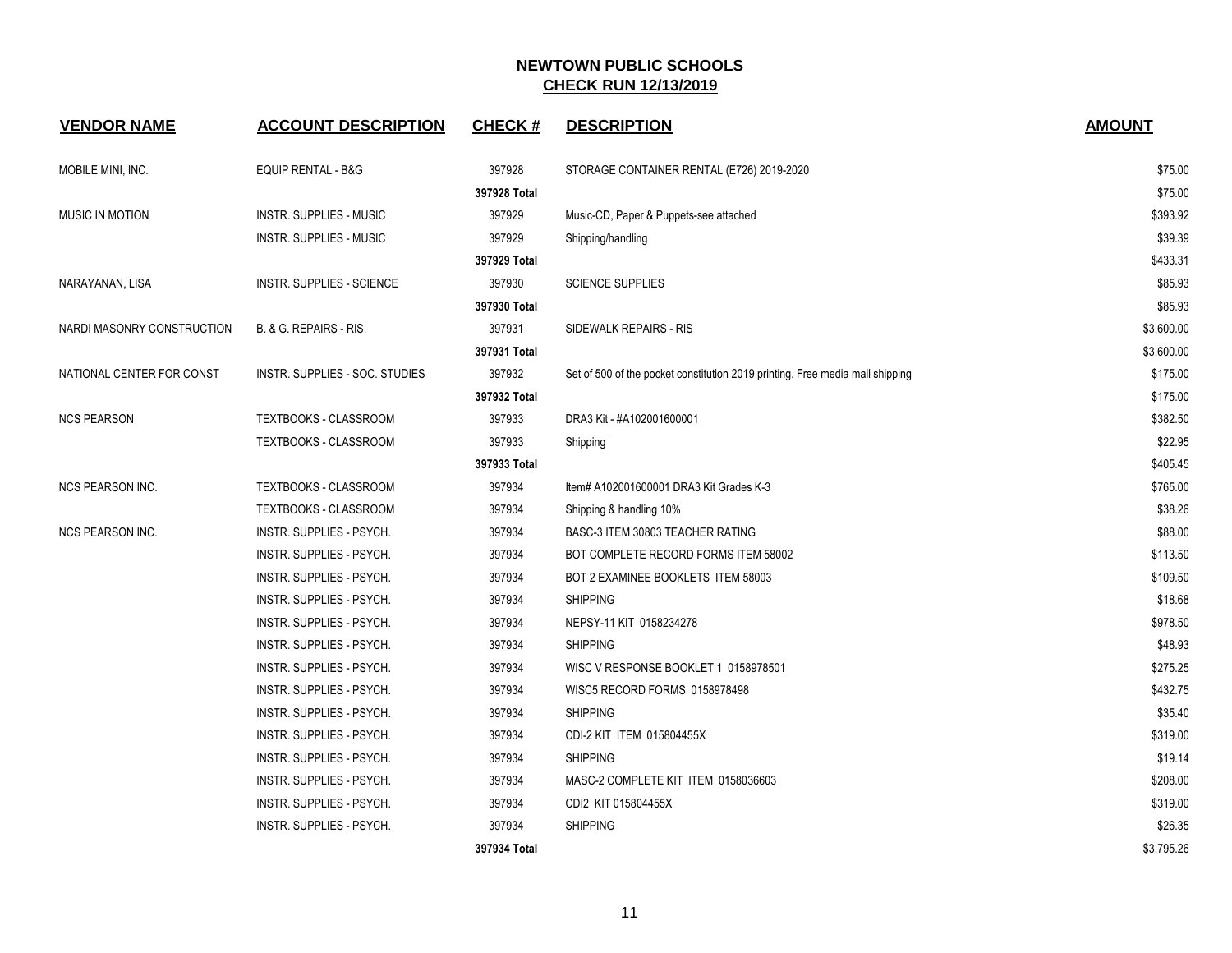# NEWTOWN PUBLIC SCHOOLS

## CHECK RUN 12/13/2019

| VENDOR NAME | ACCOUNT DESCRIPTION | CHECK # | DESCRIPTION | AMOUNT |
|---|---|---|---|---|
| MOBILE MINI, INC. | EQUIP RENTAL - B&G | 397928 | STORAGE CONTAINER RENTAL (E726) 2019-2020 | $75.00 |
| | | **397928 Total** | | $75.00 |
| MUSIC IN MOTION | INSTR. SUPPLIES - MUSIC | 397929 | Music-CD, Paper & Puppets-see attached | $393.92 |
| | INSTR. SUPPLIES - MUSIC | 397929 | Shipping/handling | $39.39 |
| | | **397929 Total** | | $433.31 |
| NARAYANAN, LISA | INSTR. SUPPLIES - SCIENCE | 397930 | SCIENCE SUPPLIES | $85.93 |
| | | **397930 Total** | | $85.93 |
| NARDI MASONRY CONSTRUCTION | B. & G. REPAIRS - RIS. | 397931 | SIDEWALK REPAIRS - RIS | $3,600.00 |
| | | **397931 Total** | | $3,600.00 |
| NATIONAL CENTER FOR CONST | INSTR. SUPPLIES - SOC. STUDIES | 397932 | Set of 500 of the pocket constitution 2019 printing. Free media mail shipping | $175.00 |
| | | **397932 Total** | | $175.00 |
| NCS PEARSON | TEXTBOOKS - CLASSROOM | 397933 | DRA3 Kit - #A102001600001 | $382.50 |
| | TEXTBOOKS - CLASSROOM | 397933 | Shipping | $22.95 |
| | | **397933 Total** | | $405.45 |
| NCS PEARSON INC. | TEXTBOOKS - CLASSROOM | 397934 | Item# A102001600001 DRA3 Kit Grades K-3 | $765.00 |
| | TEXTBOOKS - CLASSROOM | 397934 | Shipping & handling 10% | $38.26 |
| NCS PEARSON INC. | INSTR. SUPPLIES - PSYCH. | 397934 | BASC-3 ITEM 30803 TEACHER RATING | $88.00 |
| | INSTR. SUPPLIES - PSYCH. | 397934 | BOT COMPLETE RECORD FORMS ITEM 58002 | $113.50 |
| | INSTR. SUPPLIES - PSYCH. | 397934 | BOT 2 EXAMINEE BOOKLETS ITEM 58003 | $109.50 |
| | INSTR. SUPPLIES - PSYCH. | 397934 | SHIPPING | $18.68 |
| | INSTR. SUPPLIES - PSYCH. | 397934 | NEPSY-11 KIT 0158234278 | $978.50 |
| | INSTR. SUPPLIES - PSYCH. | 397934 | SHIPPING | $48.93 |
| | INSTR. SUPPLIES - PSYCH. | 397934 | WISC V RESPONSE BOOKLET 1 0158978501 | $275.25 |
| | INSTR. SUPPLIES - PSYCH. | 397934 | WISC5 RECORD FORMS 0158978498 | $432.75 |
| | INSTR. SUPPLIES - PSYCH. | 397934 | SHIPPING | $35.40 |
| | INSTR. SUPPLIES - PSYCH. | 397934 | CDI-2 KIT ITEM 015804455X | $319.00 |
| | INSTR. SUPPLIES - PSYCH. | 397934 | SHIPPING | $19.14 |
| | INSTR. SUPPLIES - PSYCH. | 397934 | MASC-2 COMPLETE KIT ITEM 0158036603 | $208.00 |
| | INSTR. SUPPLIES - PSYCH. | 397934 | CDI2 KIT 015804455X | $319.00 |
| | INSTR. SUPPLIES - PSYCH. | 397934 | SHIPPING | $26.35 |
| | | **397934 Total** | | $3,795.26 |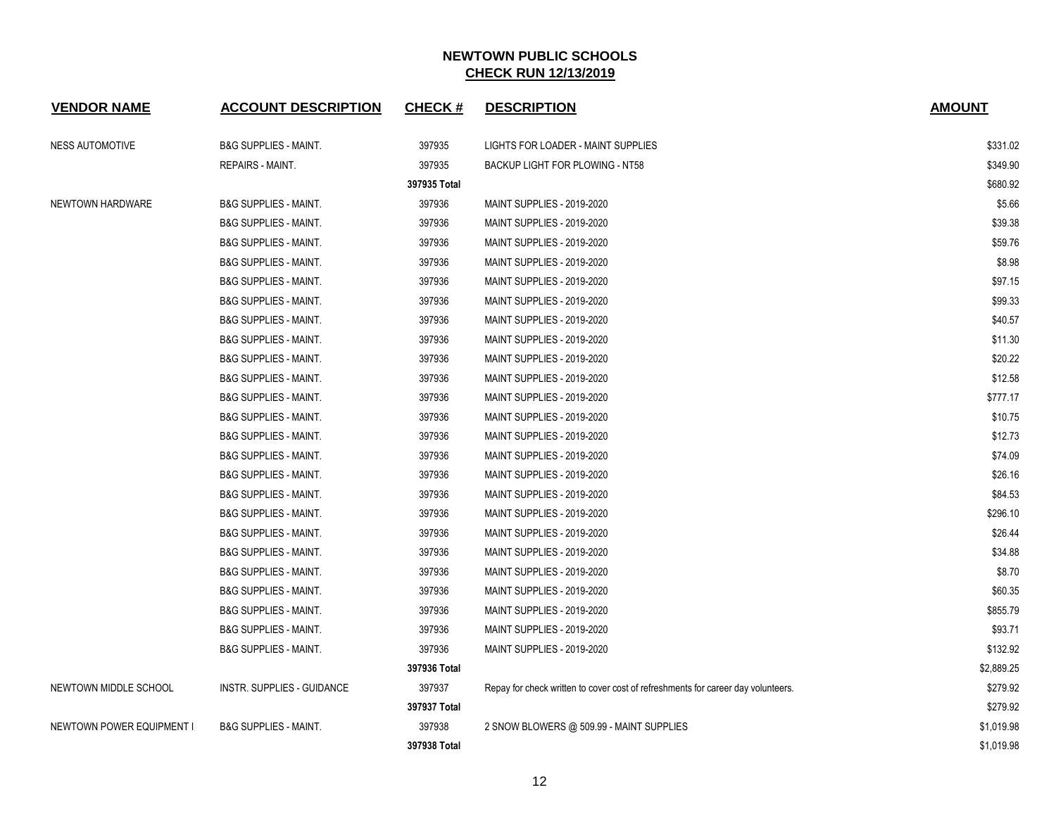# NEWTOWN PUBLIC SCHOOLS
## CHECK RUN 12/13/2019

| VENDOR NAME | ACCOUNT DESCRIPTION | CHECK # | DESCRIPTION | AMOUNT |
|---|---|---|---|---|
| NESS AUTOMOTIVE | B&G SUPPLIES - MAINT. | 397935 | LIGHTS FOR LOADER - MAINT SUPPLIES | $331.02 |
| | REPAIRS - MAINT. | 397935 | BACKUP LIGHT FOR PLOWING - NT58 | $349.90 |
| | | **397935 Total** | | $680.92 |
| NEWTOWN HARDWARE | B&G SUPPLIES - MAINT. | 397936 | MAINT SUPPLIES - 2019-2020 | $5.66 |
| | B&G SUPPLIES - MAINT. | 397936 | MAINT SUPPLIES - 2019-2020 | $39.38 |
| | B&G SUPPLIES - MAINT. | 397936 | MAINT SUPPLIES - 2019-2020 | $59.76 |
| | B&G SUPPLIES - MAINT. | 397936 | MAINT SUPPLIES - 2019-2020 | $8.98 |
| | B&G SUPPLIES - MAINT. | 397936 | MAINT SUPPLIES - 2019-2020 | $97.15 |
| | B&G SUPPLIES - MAINT. | 397936 | MAINT SUPPLIES - 2019-2020 | $99.33 |
| | B&G SUPPLIES - MAINT. | 397936 | MAINT SUPPLIES - 2019-2020 | $40.57 |
| | B&G SUPPLIES - MAINT. | 397936 | MAINT SUPPLIES - 2019-2020 | $11.30 |
| | B&G SUPPLIES - MAINT. | 397936 | MAINT SUPPLIES - 2019-2020 | $20.22 |
| | B&G SUPPLIES - MAINT. | 397936 | MAINT SUPPLIES - 2019-2020 | $12.58 |
| | B&G SUPPLIES - MAINT. | 397936 | MAINT SUPPLIES - 2019-2020 | $777.17 |
| | B&G SUPPLIES - MAINT. | 397936 | MAINT SUPPLIES - 2019-2020 | $10.75 |
| | B&G SUPPLIES - MAINT. | 397936 | MAINT SUPPLIES - 2019-2020 | $12.73 |
| | B&G SUPPLIES - MAINT. | 397936 | MAINT SUPPLIES - 2019-2020 | $74.09 |
| | B&G SUPPLIES - MAINT. | 397936 | MAINT SUPPLIES - 2019-2020 | $26.16 |
| | B&G SUPPLIES - MAINT. | 397936 | MAINT SUPPLIES - 2019-2020 | $84.53 |
| | B&G SUPPLIES - MAINT. | 397936 | MAINT SUPPLIES - 2019-2020 | $296.10 |
| | B&G SUPPLIES - MAINT. | 397936 | MAINT SUPPLIES - 2019-2020 | $26.44 |
| | B&G SUPPLIES - MAINT. | 397936 | MAINT SUPPLIES - 2019-2020 | $34.88 |
| | B&G SUPPLIES - MAINT. | 397936 | MAINT SUPPLIES - 2019-2020 | $8.70 |
| | B&G SUPPLIES - MAINT. | 397936 | MAINT SUPPLIES - 2019-2020 | $60.35 |
| | B&G SUPPLIES - MAINT. | 397936 | MAINT SUPPLIES - 2019-2020 | $855.79 |
| | B&G SUPPLIES - MAINT. | 397936 | MAINT SUPPLIES - 2019-2020 | $93.71 |
| | B&G SUPPLIES - MAINT. | 397936 | MAINT SUPPLIES - 2019-2020 | $132.92 |
| | | **397936 Total** | | $2,889.25 |
| NEWTOWN MIDDLE SCHOOL | INSTR. SUPPLIES - GUIDANCE | 397937 | Repay for check written to cover cost of refreshments for career day volunteers. | $279.92 |
| | | **397937 Total** | | $279.92 |
| NEWTOWN POWER EQUIPMENT I | B&G SUPPLIES - MAINT. | 397938 | 2 SNOW BLOWERS @ 509.99 - MAINT SUPPLIES | $1,019.98 |
| | | **397938 Total** | | $1,019.98 |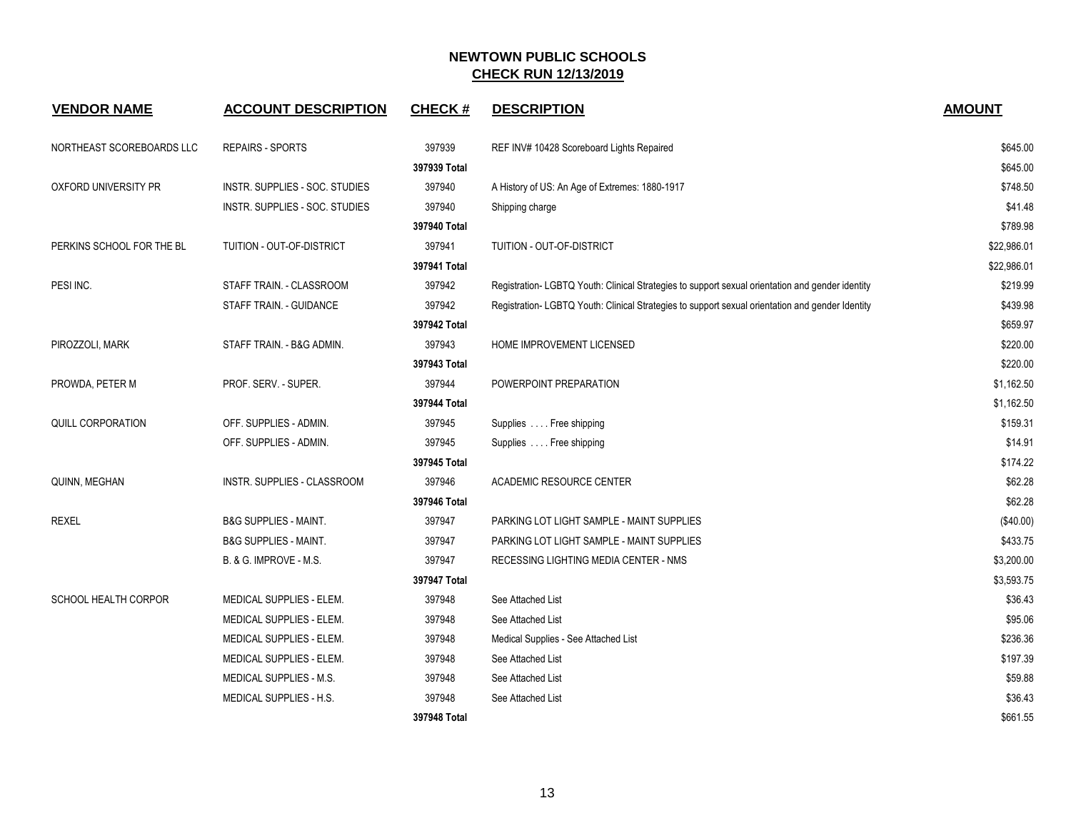**NEWTOWN PUBLIC SCHOOLS**
**CHECK RUN 12/13/2019**

| VENDOR NAME | ACCOUNT DESCRIPTION | CHECK # | DESCRIPTION | AMOUNT |
|---|---|---|---|---|
| NORTHEAST SCOREBOARDS LLC | REPAIRS - SPORTS | 397939 | REF INV# 10428 Scoreboard Lights Repaired | $645.00 |
| | | **397939 Total** | | $645.00 |
| OXFORD UNIVERSITY PR | INSTR. SUPPLIES - SOC. STUDIES | 397940 | A History of US: An Age of Extremes: 1880-1917 | $748.50 |
| | INSTR. SUPPLIES - SOC. STUDIES | 397940 | Shipping charge | $41.48 |
| | | **397940 Total** | | $789.98 |
| PERKINS SCHOOL FOR THE BL | TUITION - OUT-OF-DISTRICT | 397941 | TUITION - OUT-OF-DISTRICT | $22,986.01 |
| | | **397941 Total** | | $22,986.01 |
| PESI INC. | STAFF TRAIN. - CLASSROOM | 397942 | Registration- LGBTQ Youth: Clinical Strategies to support sexual orientation and gender identity | $219.99 |
| | STAFF TRAIN. - GUIDANCE | 397942 | Registration- LGBTQ Youth: Clinical Strategies to support sexual orientation and gender Identity | $439.98 |
| | | **397942 Total** | | $659.97 |
| PIROZZOLI, MARK | STAFF TRAIN. - B&G ADMIN. | 397943 | HOME IMPROVEMENT LICENSED | $220.00 |
| | | **397943 Total** | | $220.00 |
| PROWDA, PETER M | PROF. SERV. - SUPER. | 397944 | POWERPOINT PREPARATION | $1,162.50 |
| | | **397944 Total** | | $1,162.50 |
| QUILL CORPORATION | OFF. SUPPLIES - ADMIN. | 397945 | Supplies . . . . Free shipping | $159.31 |
| | OFF. SUPPLIES - ADMIN. | 397945 | Supplies . . . . Free shipping | $14.91 |
| | | **397945 Total** | | $174.22 |
| QUINN, MEGHAN | INSTR. SUPPLIES - CLASSROOM | 397946 | ACADEMIC RESOURCE CENTER | $62.28 |
| | | **397946 Total** | | $62.28 |
| REXEL | B&G SUPPLIES - MAINT. | 397947 | PARKING LOT LIGHT SAMPLE - MAINT SUPPLIES | ($40.00) |
| | B&G SUPPLIES - MAINT. | 397947 | PARKING LOT LIGHT SAMPLE - MAINT SUPPLIES | $433.75 |
| | B. & G. IMPROVE - M.S. | 397947 | RECESSING LIGHTING MEDIA CENTER - NMS | $3,200.00 |
| | | **397947 Total** | | $3,593.75 |
| SCHOOL HEALTH CORPOR | MEDICAL SUPPLIES - ELEM. | 397948 | See Attached List | $36.43 |
| | MEDICAL SUPPLIES - ELEM. | 397948 | See Attached List | $95.06 |
| | MEDICAL SUPPLIES - ELEM. | 397948 | Medical Supplies - See Attached List | $236.36 |
| | MEDICAL SUPPLIES - ELEM. | 397948 | See Attached List | $197.39 |
| | MEDICAL SUPPLIES - M.S. | 397948 | See Attached List | $59.88 |
| | MEDICAL SUPPLIES - H.S. | 397948 | See Attached List | $36.43 |
| | | **397948 Total** | | $661.55 |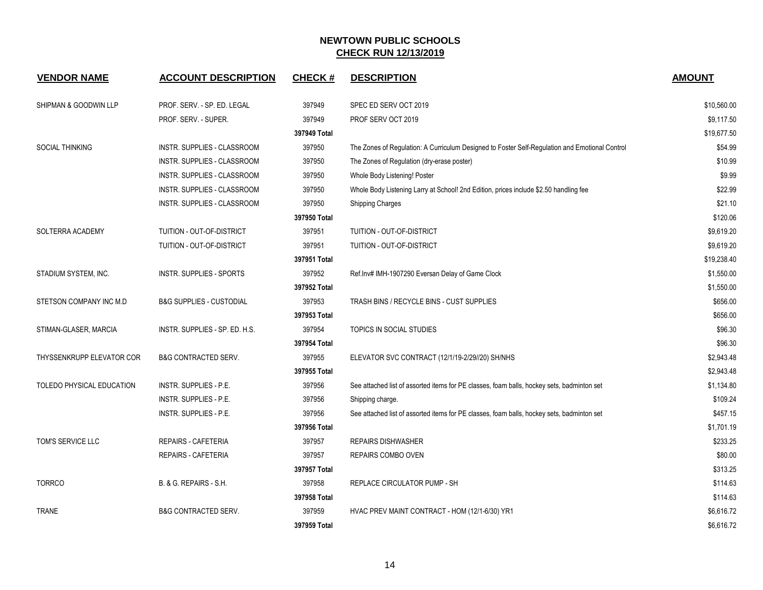# NEWTOWN PUBLIC SCHOOLS
## CHECK RUN 12/13/2019

| VENDOR NAME | ACCOUNT DESCRIPTION | CHECK # | DESCRIPTION | AMOUNT |
|---|---|---|---|---|
| SHIPMAN & GOODWIN LLP | PROF. SERV. - SP. ED. LEGAL | 397949 | SPEC ED SERV OCT 2019 | $10,560.00 |
| | PROF. SERV. - SUPER. | 397949 | PROF SERV OCT 2019 | $9,117.50 |
| | | 397949 Total | | $19,677.50 |
| SOCIAL THINKING | INSTR. SUPPLIES - CLASSROOM | 397950 | The Zones of Regulation: A Curriculum Designed to Foster Self-Regulation and Emotional Control | $54.99 |
| | INSTR. SUPPLIES - CLASSROOM | 397950 | The Zones of Regulation (dry-erase poster) | $10.99 |
| | INSTR. SUPPLIES - CLASSROOM | 397950 | Whole Body Listening! Poster | $9.99 |
| | INSTR. SUPPLIES - CLASSROOM | 397950 | Whole Body Listening Larry at School! 2nd Edition, prices include $2.50 handling fee | $22.99 |
| | INSTR. SUPPLIES - CLASSROOM | 397950 | Shipping Charges | $21.10 |
| | | 397950 Total | | $120.06 |
| SOLTERRA ACADEMY | TUITION - OUT-OF-DISTRICT | 397951 | TUITION - OUT-OF-DISTRICT | $9,619.20 |
| | TUITION - OUT-OF-DISTRICT | 397951 | TUITION - OUT-OF-DISTRICT | $9,619.20 |
| | | 397951 Total | | $19,238.40 |
| STADIUM SYSTEM, INC. | INSTR. SUPPLIES - SPORTS | 397952 | Ref.Inv# IMH-1907290 Eversan Delay of Game Clock | $1,550.00 |
| | | 397952 Total | | $1,550.00 |
| STETSON COMPANY INC M.D | B&G SUPPLIES - CUSTODIAL | 397953 | TRASH BINS / RECYCLE BINS - CUST SUPPLIES | $656.00 |
| | | 397953 Total | | $656.00 |
| STIMAN-GLASER, MARCIA | INSTR. SUPPLIES - SP. ED. H.S. | 397954 | TOPICS IN SOCIAL STUDIES | $96.30 |
| | | 397954 Total | | $96.30 |
| THYSSENKRUPP ELEVATOR COR | B&G CONTRACTED SERV. | 397955 | ELEVATOR SVC CONTRACT (12/1/19-2/29//20) SH/NHS | $2,943.48 |
| | | 397955 Total | | $2,943.48 |
| TOLEDO PHYSICAL EDUCATION | INSTR. SUPPLIES - P.E. | 397956 | See attached list of assorted items for PE classes, foam balls, hockey sets, badminton set | $1,134.80 |
| | INSTR. SUPPLIES - P.E. | 397956 | Shipping charge. | $109.24 |
| | INSTR. SUPPLIES - P.E. | 397956 | See attached list of assorted items for PE classes, foam balls, hockey sets, badminton set | $457.15 |
| | | 397956 Total | | $1,701.19 |
| TOM'S SERVICE LLC | REPAIRS - CAFETERIA | 397957 | REPAIRS DISHWASHER | $233.25 |
| | REPAIRS - CAFETERIA | 397957 | REPAIRS COMBO OVEN | $80.00 |
| | | 397957 Total | | $313.25 |
| TORRCO | B. & G. REPAIRS - S.H. | 397958 | REPLACE CIRCULATOR PUMP - SH | $114.63 |
| | | 397958 Total | | $114.63 |
| TRANE | B&G CONTRACTED SERV. | 397959 | HVAC PREV MAINT CONTRACT - HOM (12/1-6/30) YR1 | $6,616.72 |
| | | 397959 Total | | $6,616.72 |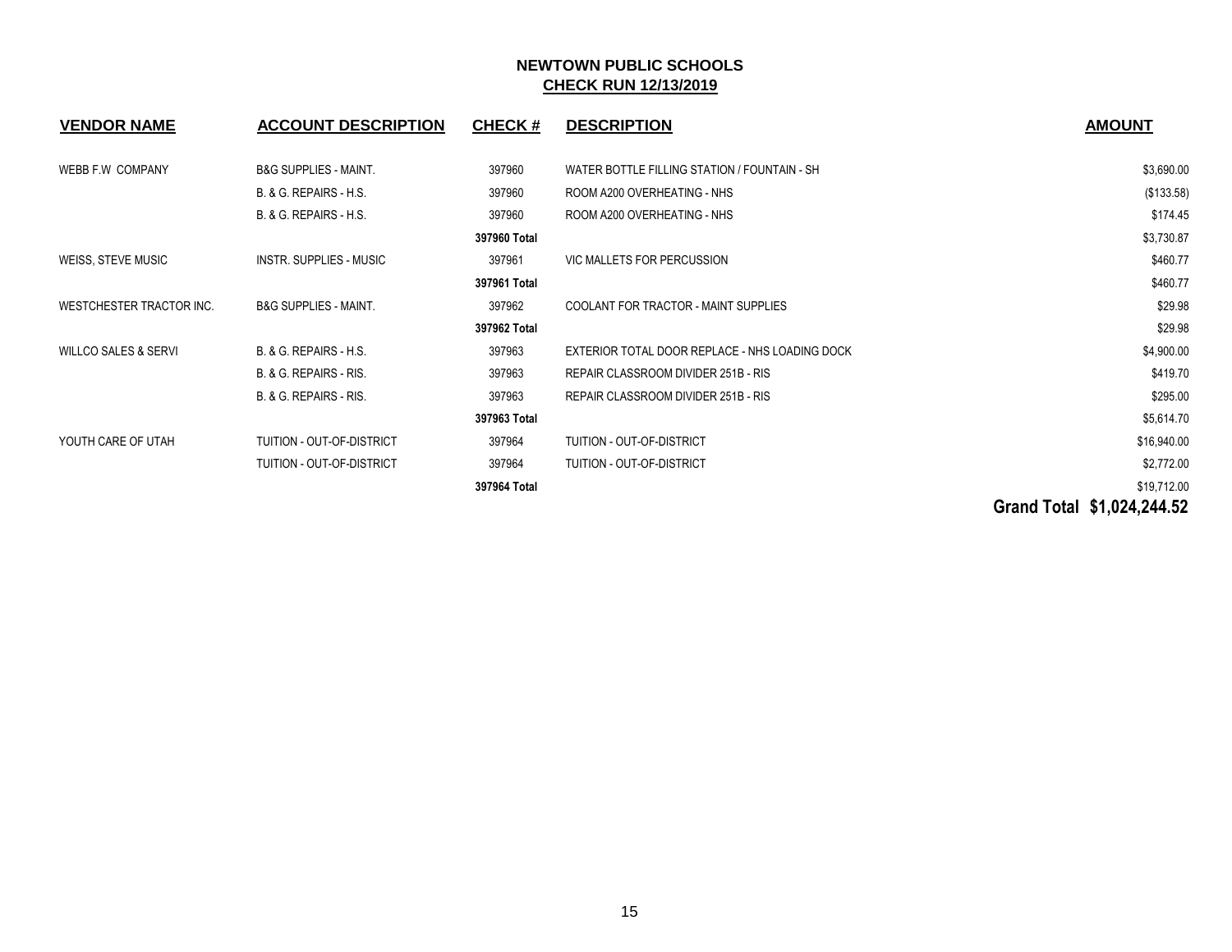**NEWTOWN PUBLIC SCHOOLS**
**CHECK RUN 12/13/2019**

| VENDOR NAME | ACCOUNT DESCRIPTION | CHECK # | DESCRIPTION | AMOUNT |
|---|---|---|---|---|
| WEBB F.W COMPANY | B&G SUPPLIES - MAINT. | 397960 | WATER BOTTLE FILLING STATION / FOUNTAIN - SH | $3,690.00 |
| | B. & G. REPAIRS - H.S. | 397960 | ROOM A200 OVERHEATING - NHS | ($133.58) |
| | B. & G. REPAIRS - H.S. | 397960 | ROOM A200 OVERHEATING - NHS | $174.45 |
| | | **397960 Total** | | $3,730.87 |
| WEISS, STEVE MUSIC | INSTR. SUPPLIES - MUSIC | 397961 | VIC MALLETS FOR PERCUSSION | $460.77 |
| | | **397961 Total** | | $460.77 |
| WESTCHESTER TRACTOR INC. | B&G SUPPLIES - MAINT. | 397962 | COOLANT FOR TRACTOR - MAINT SUPPLIES | $29.98 |
| | | **397962 Total** | | $29.98 |
| WILLCO SALES & SERVI | B. & G. REPAIRS - H.S. | 397963 | EXTERIOR TOTAL DOOR REPLACE - NHS LOADING DOCK | $4,900.00 |
| | B. & G. REPAIRS - RIS. | 397963 | REPAIR CLASSROOM DIVIDER 251B - RIS | $419.70 |
| | B. & G. REPAIRS - RIS. | 397963 | REPAIR CLASSROOM DIVIDER 251B - RIS | $295.00 |
| | | **397963 Total** | | $5,614.70 |
| YOUTH CARE OF UTAH | TUITION - OUT-OF-DISTRICT | 397964 | TUITION - OUT-OF-DISTRICT | $16,940.00 |
| | TUITION - OUT-OF-DISTRICT | 397964 | TUITION - OUT-OF-DISTRICT | $2,772.00 |
| | | **397964 Total** | | $19,712.00 |
| | | | **Grand Total** | **$1,024,244.52** |